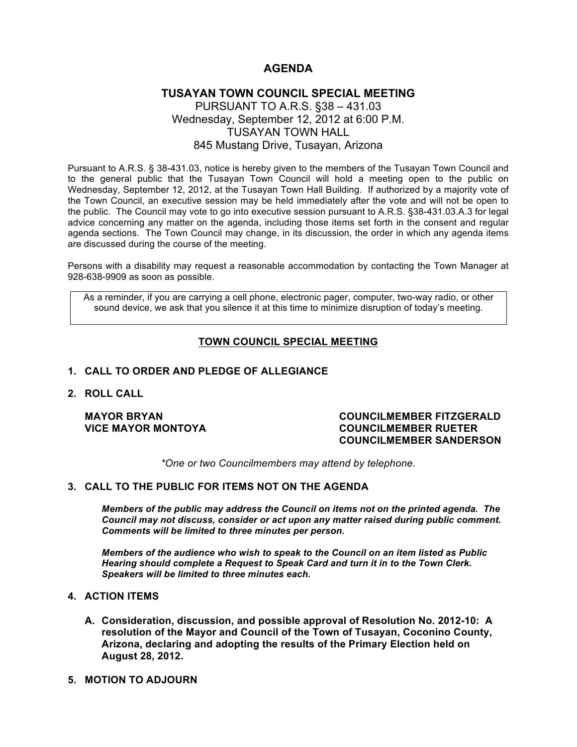# AGENDA

## TUSAYAN TOWN COUNCIL SPECIAL MEETING

PURSUANT TO A.R.S. §38 – 431.03
Wednesday, September 12, 2012 at 6:00 P.M.
TUSAYAN TOWN HALL
845 Mustang Drive, Tusayan, Arizona

Pursuant to A.R.S. § 38-431.03, notice is hereby given to the members of the Tusayan Town Council and to the general public that the Tusayan Town Council will hold a meeting open to the public on Wednesday, September 12, 2012, at the Tusayan Town Hall Building. If authorized by a majority vote of the Town Council, an executive session may be held immediately after the vote and will not be open to the public. The Council may vote to go into executive session pursuant to A.R.S. §38-431.03.A.3 for legal advice concerning any matter on the agenda, including those items set forth in the consent and regular agenda sections. The Town Council may change, in its discussion, the order in which any agenda items are discussed during the course of the meeting.

Persons with a disability may request a reasonable accommodation by contacting the Town Manager at 928-638-9909 as soon as possible.

As a reminder, if you are carrying a cell phone, electronic pager, computer, two-way radio, or other sound device, we ask that you silence it at this time to minimize disruption of today's meeting.

## TOWN COUNCIL SPECIAL MEETING

**1. CALL TO ORDER AND PLEDGE OF ALLEGIANCE**

**2. ROLL CALL**

**MAYOR BRYAN**
**VICE MAYOR MONTOYA**
**COUNCILMEMBER FITZGERALD**
**COUNCILMEMBER RUETER**
**COUNCILMEMBER SANDERSON**

*\*One or two Councilmembers may attend by telephone.*

**3. CALL TO THE PUBLIC FOR ITEMS NOT ON THE AGENDA**

***Members of the public may address the Council on items not on the printed agenda. The Council may not discuss, consider or act upon any matter raised during public comment. Comments will be limited to three minutes per person.***

***Members of the audience who wish to speak to the Council on an item listed as Public Hearing should complete a Request to Speak Card and turn it in to the Town Clerk. Speakers will be limited to three minutes each.***

**4. ACTION ITEMS**

**A. Consideration, discussion, and possible approval of Resolution No. 2012-10: A resolution of the Mayor and Council of the Town of Tusayan, Coconino County, Arizona, declaring and adopting the results of the Primary Election held on August 28, 2012.**

**5. MOTION TO ADJOURN**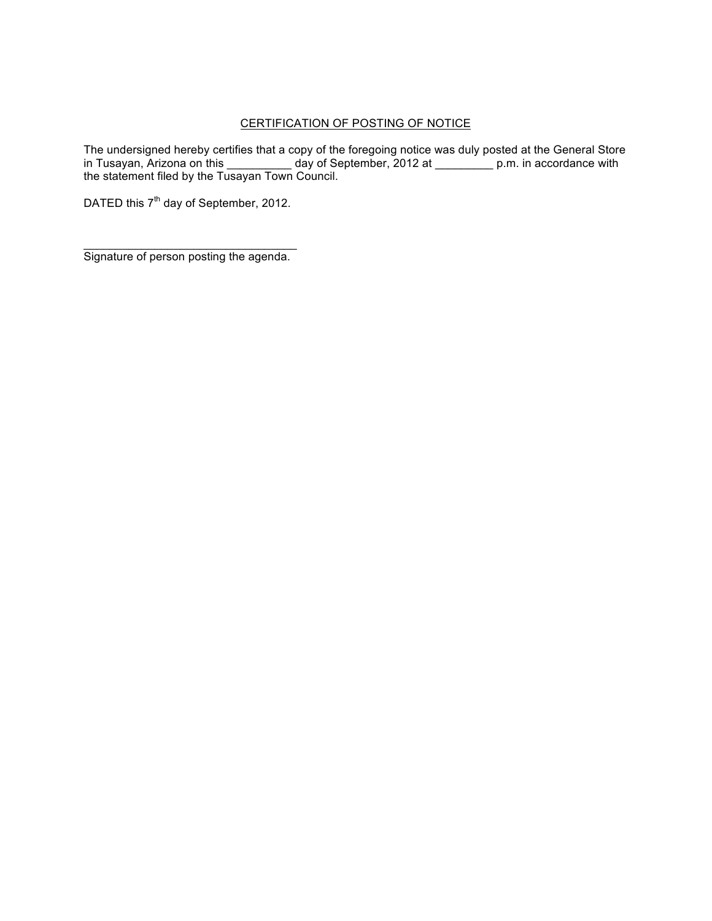<u>CERTIFICATION OF POSTING OF NOTICE</u>

The undersigned hereby certifies that a copy of the foregoing notice was duly posted at the General Store in Tusayan, Arizona on this __________ day of September, 2012 at _________ p.m. in accordance with the statement filed by the Tusayan Town Council.

DATED this 7th day of September, 2012.

_________________________________
Signature of person posting the agenda.